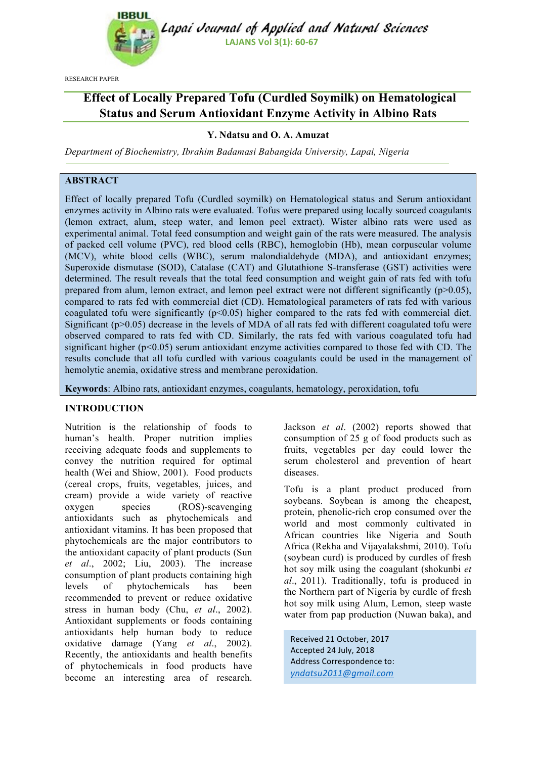RESEARCH PAPER

# Effect of Locally Prepared Tofu (Curdled Soymilk) on Hematological Status and Serum Antioxidant Enzyme Activity in Albino Rats

**Y. Ndatsu and O. A. Amuzat**

*Department of Biochemistry, Ibrahim Badamasi Babangida University, Lapai, Nigeria*

## ABSTRACT

Effect of locally prepared Tofu (Curdled soymilk) on Hematological status and Serum antioxidant enzymes activity in Albino rats were evaluated. Tofus were prepared using locally sourced coagulants (lemon extract, alum, steep water, and lemon peel extract). Wister albino rats were used as experimental animal. Total feed consumption and weight gain of the rats were measured. The analysis of packed cell volume (PVC), red blood cells (RBC), hemoglobin (Hb), mean corpuscular volume (MCV), white blood cells (WBC), serum malondialdehyde (MDA), and antioxidant enzymes; Superoxide dismutase (SOD), Catalase (CAT) and Glutathione S-transferase (GST) activities were determined. The result reveals that the total feed consumption and weight gain of rats fed with tofu prepared from alum, lemon extract, and lemon peel extract were not different significantly ($p>0.05$), compared to rats fed with commercial diet (CD). Hematological parameters of rats fed with various coagulated tofu were significantly ($p<0.05$) higher compared to the rats fed with commercial diet. Significant ($p>0.05$) decrease in the levels of MDA of all rats fed with different coagulated tofu were observed compared to rats fed with CD. Similarly, the rats fed with various coagulated tofu had significant higher ($p<0.05$) serum antioxidant enzyme activities compared to those fed with CD. The results conclude that all tofu curdled with various coagulants could be used in the management of hemolytic anemia, oxidative stress and membrane peroxidation.

**Keywords**: Albino rats, antioxidant enzymes, coagulants, hematology, peroxidation, tofu

## INTRODUCTION

Nutrition is the relationship of foods to human's health. Proper nutrition implies receiving adequate foods and supplements to convey the nutrition required for optimal health (Wei and Shiow, 2001). Food products (cereal crops, fruits, vegetables, juices, and cream) provide a wide variety of reactive oxygen species (ROS)-scavenging antioxidants such as phytochemicals and antioxidant vitamins. It has been proposed that phytochemicals are the major contributors to the antioxidant capacity of plant products (Sun *et al*., 2002; Liu, 2003). The increase consumption of plant products containing high levels of phytochemicals has been recommended to prevent or reduce oxidative stress in human body (Chu, *et al*., 2002). Antioxidant supplements or foods containing antioxidants help human body to reduce oxidative damage (Yang *et al*., 2002). Recently, the antioxidants and health benefits of phytochemicals in food products have become an interesting area of research. Jackson *et al*. (2002) reports showed that consumption of 25 g of food products such as fruits, vegetables per day could lower the serum cholesterol and prevention of heart diseases.

Tofu is a plant product produced from soybeans. Soybean is among the cheapest, protein, phenolic-rich crop consumed over the world and most commonly cultivated in African countries like Nigeria and South Africa (Rekha and Vijayalakshmi, 2010). Tofu (soybean curd) is produced by curdles of fresh hot soy milk using the coagulant (shokunbi *et al*., 2011). Traditionally, tofu is produced in the Northern part of Nigeria by curdle of fresh hot soy milk using Alum, Lemon, steep waste water from pap production (Nuwan baka), and

Received 21 October, 2017
Accepted 24 July, 2018
Address Correspondence to:
yndatsu2011@gmail.com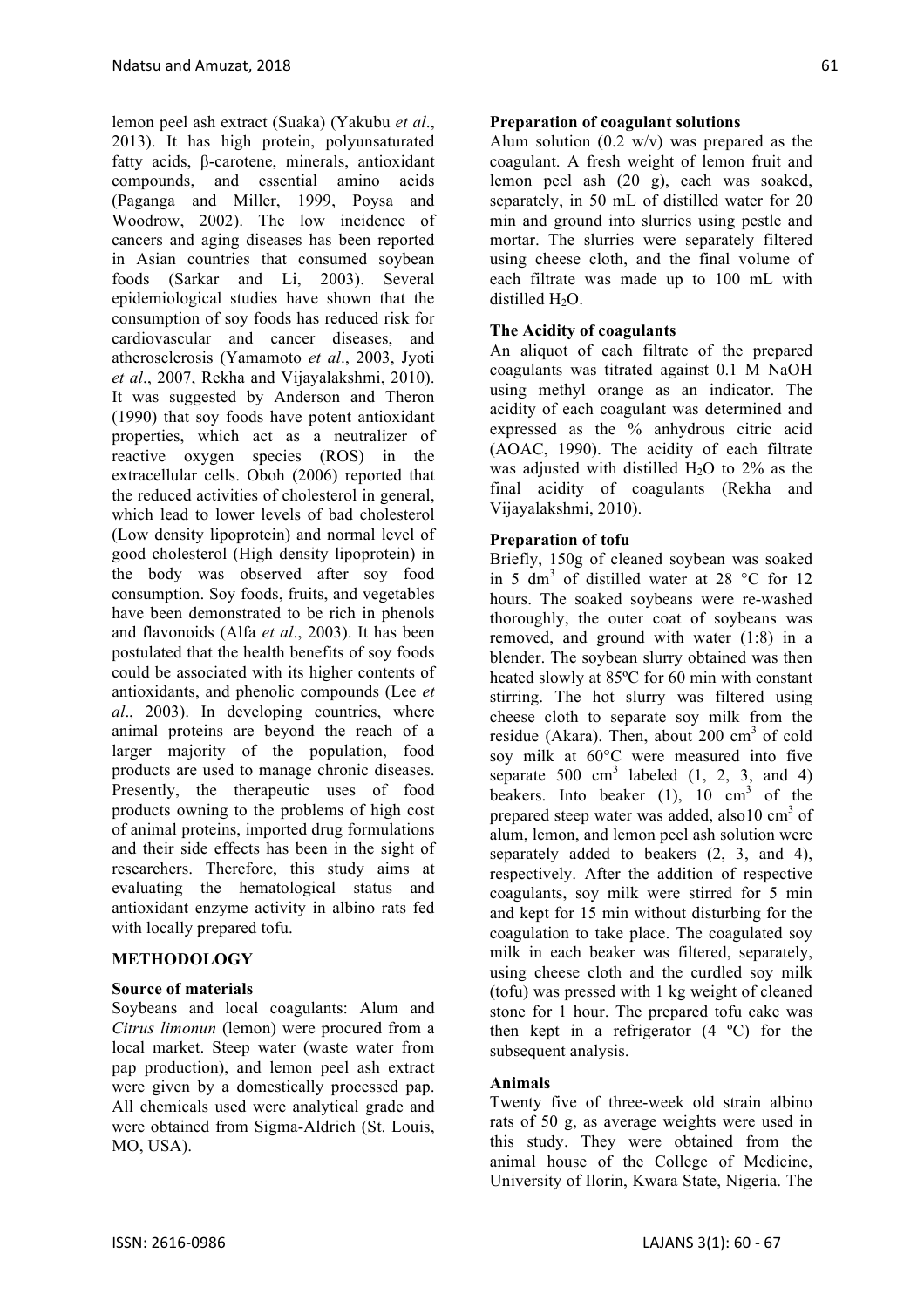lemon peel ash extract (Suaka) (Yakubu *et al*., 2013). It has high protein, polyunsaturated fatty acids, β-carotene, minerals, antioxidant compounds, and essential amino acids (Paganga and Miller, 1999, Poysa and Woodrow, 2002). The low incidence of cancers and aging diseases has been reported in Asian countries that consumed soybean foods (Sarkar and Li, 2003). Several epidemiological studies have shown that the consumption of soy foods has reduced risk for cardiovascular and cancer diseases, and atherosclerosis (Yamamoto *et al*., 2003, Jyoti *et al*., 2007, Rekha and Vijayalakshmi, 2010). It was suggested by Anderson and Theron (1990) that soy foods have potent antioxidant properties, which act as a neutralizer of reactive oxygen species (ROS) in the extracellular cells. Oboh (2006) reported that the reduced activities of cholesterol in general, which lead to lower levels of bad cholesterol (Low density lipoprotein) and normal level of good cholesterol (High density lipoprotein) in the body was observed after soy food consumption. Soy foods, fruits, and vegetables have been demonstrated to be rich in phenols and flavonoids (Alfa *et al*., 2003). It has been postulated that the health benefits of soy foods could be associated with its higher contents of antioxidants, and phenolic compounds (Lee *et al*., 2003). In developing countries, where animal proteins are beyond the reach of a larger majority of the population, food products are used to manage chronic diseases. Presently, the therapeutic uses of food products owning to the problems of high cost of animal proteins, imported drug formulations and their side effects has been in the sight of researchers. Therefore, this study aims at evaluating the hematological status and antioxidant enzyme activity in albino rats fed with locally prepared tofu.

## METHODOLOGY

### Source of materials

Soybeans and local coagulants: Alum and *Citrus limonun* (lemon) were procured from a local market. Steep water (waste water from pap production), and lemon peel ash extract were given by a domestically processed pap. All chemicals used were analytical grade and were obtained from Sigma-Aldrich (St. Louis, MO, USA).

### Preparation of coagulant solutions

Alum solution (0.2 w/v) was prepared as the coagulant. A fresh weight of lemon fruit and lemon peel ash (20 g), each was soaked, separately, in 50 mL of distilled water for 20 min and ground into slurries using pestle and mortar. The slurries were separately filtered using cheese cloth, and the final volume of each filtrate was made up to 100 mL with distilled $H_2O$.

### The Acidity of coagulants

An aliquot of each filtrate of the prepared coagulants was titrated against 0.1 M NaOH using methyl orange as an indicator. The acidity of each coagulant was determined and expressed as the % anhydrous citric acid (AOAC, 1990). The acidity of each filtrate was adjusted with distilled $H_2O$ to 2% as the final acidity of coagulants (Rekha and Vijayalakshmi, 2010).

### Preparation of tofu

Briefly, 150g of cleaned soybean was soaked in 5 $dm^3$ of distilled water at 28 °C for 12 hours. The soaked soybeans were re-washed thoroughly, the outer coat of soybeans was removed, and ground with water (1:8) in a blender. The soybean slurry obtained was then heated slowly at 85ºC for 60 min with constant stirring. The hot slurry was filtered using cheese cloth to separate soy milk from the residue (Akara). Then, about 200 $cm^3$ of cold soy milk at 60°C were measured into five separate 500 $cm^3$ labeled (1, 2, 3, and 4) beakers. Into beaker (1), 10 $cm^3$ of the prepared steep water was added, also10 $cm^3$ of alum, lemon, and lemon peel ash solution were separately added to beakers (2, 3, and 4), respectively. After the addition of respective coagulants, soy milk were stirred for 5 min and kept for 15 min without disturbing for the coagulation to take place. The coagulated soy milk in each beaker was filtered, separately, using cheese cloth and the curdled soy milk (tofu) was pressed with 1 kg weight of cleaned stone for 1 hour. The prepared tofu cake was then kept in a refrigerator (4 ºC) for the subsequent analysis.

### Animals

Twenty five of three-week old strain albino rats of 50 g, as average weights were used in this study. They were obtained from the animal house of the College of Medicine, University of Ilorin, Kwara State, Nigeria. The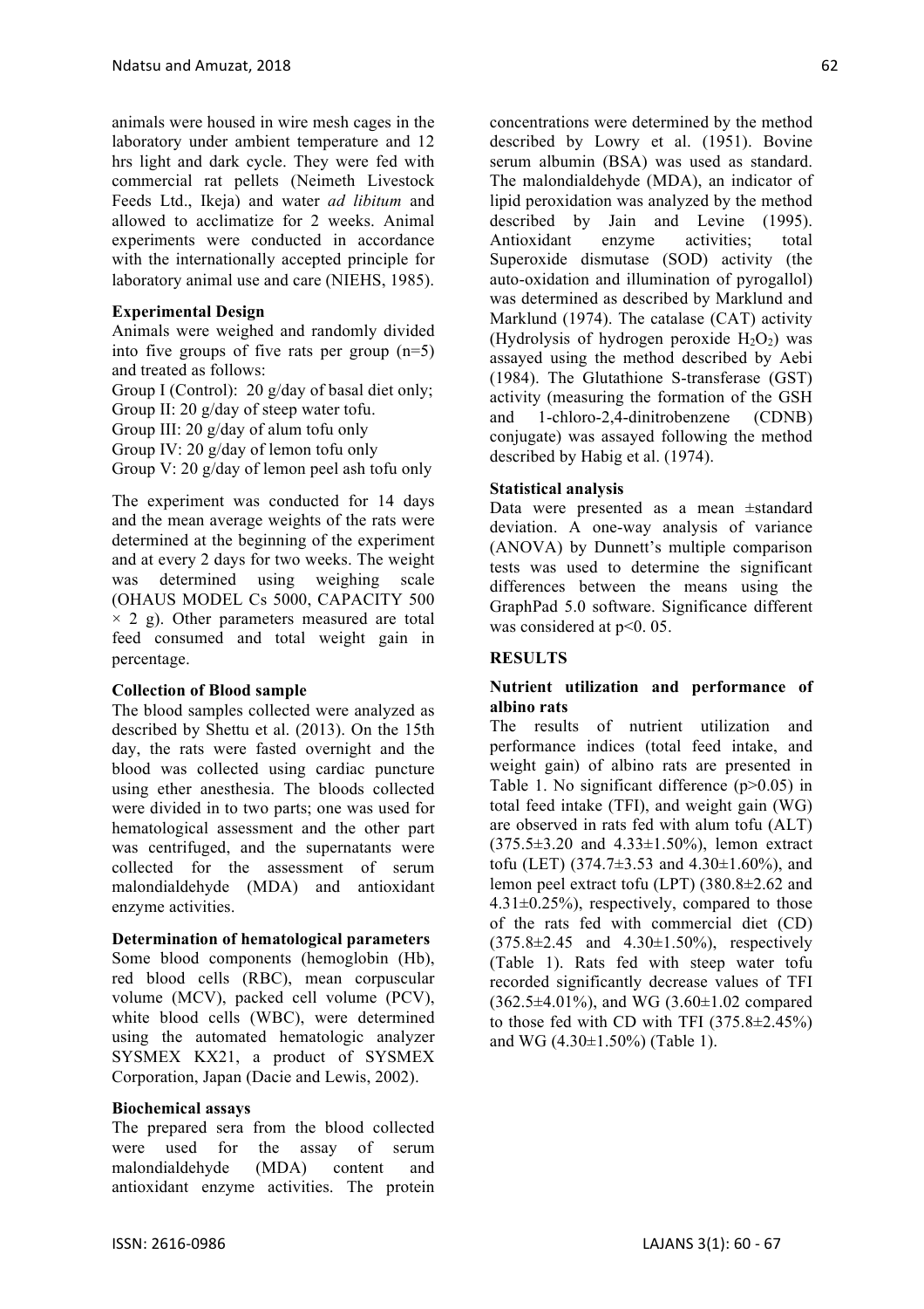animals were housed in wire mesh cages in the laboratory under ambient temperature and 12 hrs light and dark cycle. They were fed with commercial rat pellets (Neimeth Livestock Feeds Ltd., Ikeja) and water *ad libitum* and allowed to acclimatize for 2 weeks. Animal experiments were conducted in accordance with the internationally accepted principle for laboratory animal use and care (NIEHS, 1985).

**Experimental Design**

Animals were weighed and randomly divided into five groups of five rats per group (n=5) and treated as follows:

Group I (Control): 20 g/day of basal diet only;
Group II: 20 g/day of steep water tofu.
Group III: 20 g/day of alum tofu only
Group IV: 20 g/day of lemon tofu only
Group V: 20 g/day of lemon peel ash tofu only

The experiment was conducted for 14 days and the mean average weights of the rats were determined at the beginning of the experiment and at every 2 days for two weeks. The weight was determined using weighing scale (OHAUS MODEL Cs 5000, CAPACITY 500 $\times$ 2 g). Other parameters measured are total feed consumed and total weight gain in percentage.

**Collection of Blood sample**

The blood samples collected were analyzed as described by Shettu et al. (2013). On the 15th day, the rats were fasted overnight and the blood was collected using cardiac puncture using ether anesthesia. The bloods collected were divided in to two parts; one was used for hematological assessment and the other part was centrifuged, and the supernatants were collected for the assessment of serum malondialdehyde (MDA) and antioxidant enzyme activities.

**Determination of hematological parameters**

Some blood components (hemoglobin (Hb), red blood cells (RBC), mean corpuscular volume (MCV), packed cell volume (PCV), white blood cells (WBC), were determined using the automated hematologic analyzer SYSMEX KX21, a product of SYSMEX Corporation, Japan (Dacie and Lewis, 2002).

**Biochemical assays**

The prepared sera from the blood collected were used for the assay of serum malondialdehyde (MDA) content and antioxidant enzyme activities. The protein concentrations were determined by the method described by Lowry et al. (1951). Bovine serum albumin (BSA) was used as standard. The malondialdehyde (MDA), an indicator of lipid peroxidation was analyzed by the method described by Jain and Levine (1995). Antioxidant enzyme activities; total Superoxide dismutase (SOD) activity (the auto-oxidation and illumination of pyrogallol) was determined as described by Marklund and Marklund (1974). The catalase (CAT) activity (Hydrolysis of hydrogen peroxide $H_2O_2$) was assayed using the method described by Aebi (1984). The Glutathione S-transferase (GST) activity (measuring the formation of the GSH and 1-chloro-2,4-dinitrobenzene (CDNB) conjugate) was assayed following the method described by Habig et al. (1974).

**Statistical analysis**

Data were presented as a mean ±standard deviation. A one-way analysis of variance (ANOVA) by Dunnett's multiple comparison tests was used to determine the significant differences between the means using the GraphPad 5.0 software. Significance different was considered at $p<0.05$.

## RESULTS

**Nutrient utilization and performance of albino rats**

The results of nutrient utilization and performance indices (total feed intake, and weight gain) of albino rats are presented in Table 1. No significant difference ($p>0.05$) in total feed intake (TFI), and weight gain (WG) are observed in rats fed with alum tofu (ALT) (375.5±3.20 and 4.33±1.50%), lemon extract tofu (LET) (374.7±3.53 and 4.30±1.60%), and lemon peel extract tofu (LPT) (380.8±2.62 and 4.31±0.25%), respectively, compared to those of the rats fed with commercial diet (CD) (375.8±2.45 and 4.30±1.50%), respectively (Table 1). Rats fed with steep water tofu recorded significantly decrease values of TFI (362.5±4.01%), and WG (3.60±1.02 compared to those fed with CD with TFI (375.8±2.45%) and WG (4.30±1.50%) (Table 1).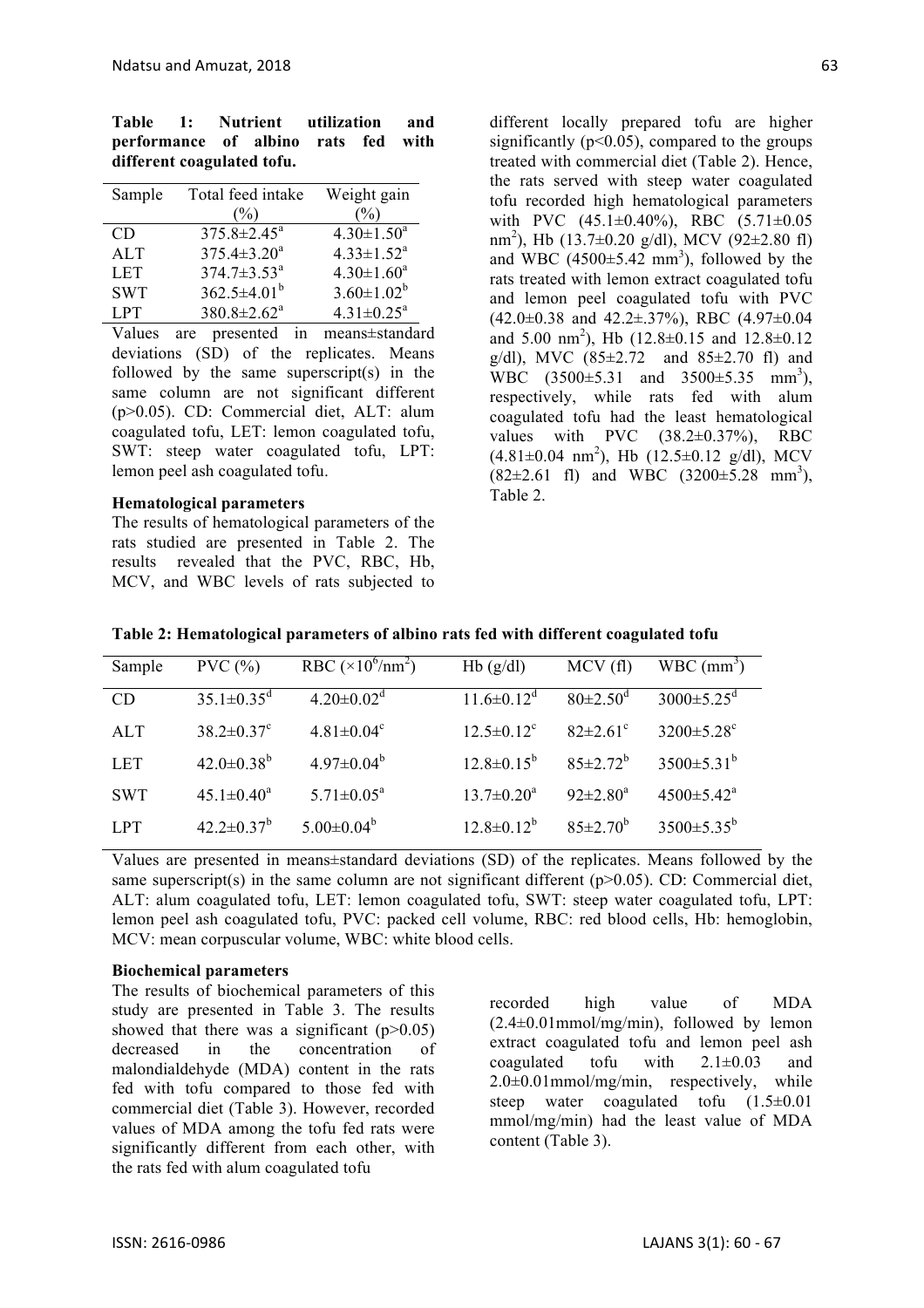**Table 1: Nutrient utilization and performance of albino rats fed with different coagulated tofu.**

| Sample | Total feed intake (%) | Weight gain (%) |
|---|---|---|
| CD | 375.8±2.45[a] | 4.30±1.50[a] |
| ALT | 375.4±3.20[a] | 4.33±1.52[a] |
| LET | 374.7±3.53[a] | 4.30±1.60[a] |
| SWT | 362.5±4.01[b] | 3.60±1.02[b] |
| LPT | 380.8±2.62[a] | 4.31±0.25[a] |

Values are presented in means±standard deviations (SD) of the replicates. Means followed by the same superscript(s) in the same column are not significant different ($p>0.05$). CD: Commercial diet, ALT: alum coagulated tofu, LET: lemon coagulated tofu, SWT: steep water coagulated tofu, LPT: lemon peel ash coagulated tofu.

**Hematological parameters**

The results of hematological parameters of the rats studied are presented in Table 2. The results revealed that the PVC, RBC, Hb, MCV, and WBC levels of rats subjected to different locally prepared tofu are higher significantly ($p<0.05$), compared to the groups treated with commercial diet (Table 2). Hence, the rats served with steep water coagulated tofu recorded high hematological parameters with PVC (45.1±0.40%), RBC (5.71±0.05 $nm^2$), Hb (13.7±0.20 g/dl), MCV (92±2.80 fl) and WBC (4500±5.42 $mm^3$), followed by the rats treated with lemon extract coagulated tofu and lemon peel coagulated tofu with PVC (42.0±0.38 and 42.2±.37%), RBC (4.97±0.04 and 5.00 $nm^2$), Hb (12.8±0.15 and 12.8±0.12 g/dl), MVC (85±2.72 and 85±2.70 fl) and WBC (3500±5.31 and 3500±5.35 $mm^3$), respectively, while rats fed with alum coagulated tofu had the least hematological values with PVC (38.2±0.37%), RBC (4.81±0.04 $nm^2$), Hb (12.5±0.12 g/dl), MCV (82±2.61 fl) and WBC (3200±5.28 $mm^3$), Table 2.

**Table 2: Hematological parameters of albino rats fed with different coagulated tofu**

| Sample | PVC (%) | RBC ($\times10^6/nm^2$) | Hb (g/dl) | MCV (fl) | WBC ($mm^3$) |
|---|---|---|---|---|---|
| CD | 35.1±0.35[d] | 4.20±0.02[d] | 11.6±0.12[d] | 80±2.50[d] | 3000±5.25[d] |
| ALT | 38.2±0.37[c] | 4.81±0.04[c] | 12.5±0.12[c] | 82±2.61[c] | 3200±5.28[c] |
| LET | 42.0±0.38[b] | 4.97±0.04[b] | 12.8±0.15[b] | 85±2.72[b] | 3500±5.31[b] |
| SWT | 45.1±0.40[a] | 5.71±0.05[a] | 13.7±0.20[a] | 92±2.80[a] | 4500±5.42[a] |
| LPT | 42.2±0.37[b] | 5.00±0.04[b] | 12.8±0.12[b] | 85±2.70[b] | 3500±5.35[b] |

Values are presented in means±standard deviations (SD) of the replicates. Means followed by the same superscript(s) in the same column are not significant different ($p>0.05$). CD: Commercial diet, ALT: alum coagulated tofu, LET: lemon coagulated tofu, SWT: steep water coagulated tofu, LPT: lemon peel ash coagulated tofu, PVC: packed cell volume, RBC: red blood cells, Hb: hemoglobin, MCV: mean corpuscular volume, WBC: white blood cells.

**Biochemical parameters**

The results of biochemical parameters of this study are presented in Table 3. The results showed that there was a significant ($p>0.05$) decreased in the concentration of malondialdehyde (MDA) content in the rats fed with tofu compared to those fed with commercial diet (Table 3). However, recorded values of MDA among the tofu fed rats were significantly different from each other, with the rats fed with alum coagulated tofu recorded high value of MDA (2.4±0.01mmol/mg/min), followed by lemon extract coagulated tofu and lemon peel ash coagulated tofu with 2.1±0.03 and 2.0±0.01mmol/mg/min, respectively, while steep water coagulated tofu (1.5±0.01 mmol/mg/min) had the least value of MDA content (Table 3).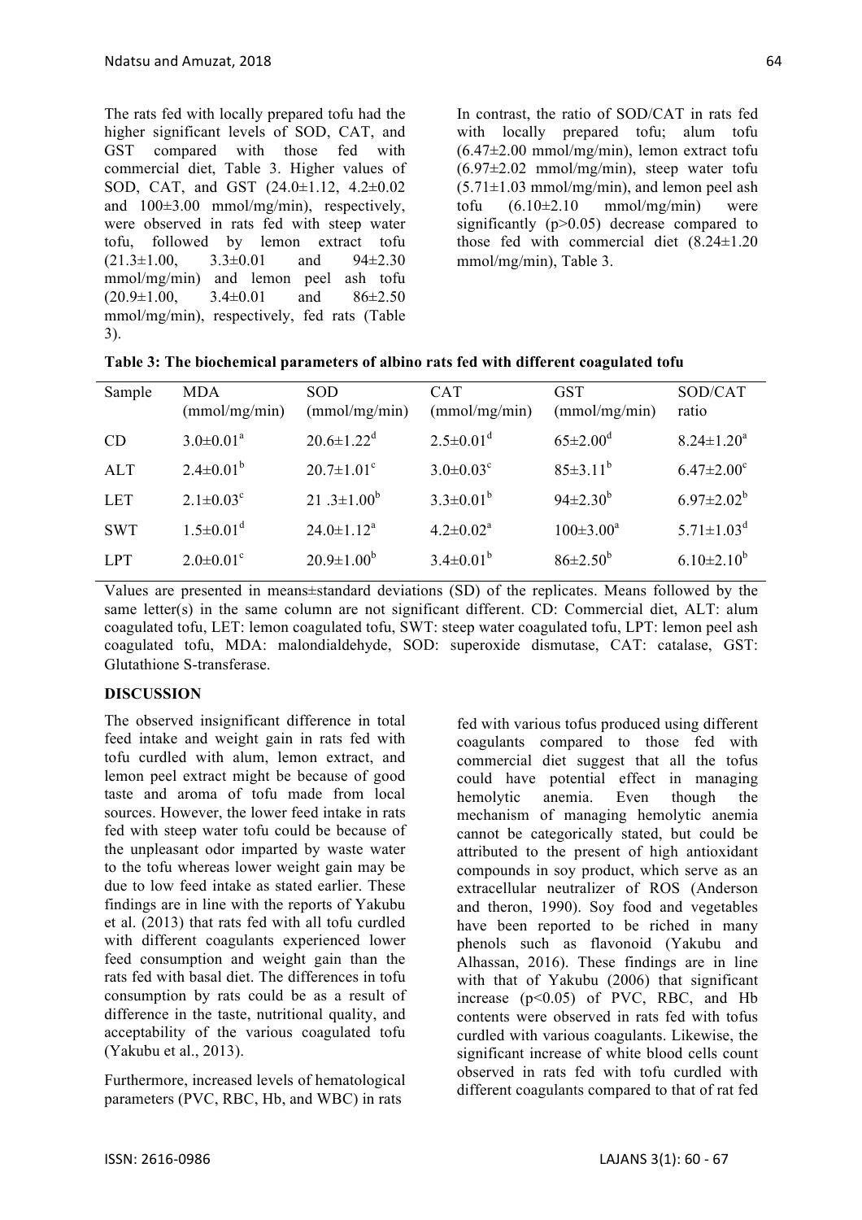The rats fed with locally prepared tofu had the higher significant levels of SOD, CAT, and GST compared with those fed with commercial diet, Table 3. Higher values of SOD, CAT, and GST (24.0±1.12, 4.2±0.02 and 100±3.00 mmol/mg/min), respectively, were observed in rats fed with steep water tofu, followed by lemon extract tofu (21.3±1.00, 3.3±0.01 and 94±2.30 mmol/mg/min) and lemon peel ash tofu (20.9±1.00, 3.4±0.01 and 86±2.50 mmol/mg/min), respectively, fed rats (Table 3).

In contrast, the ratio of SOD/CAT in rats fed with locally prepared tofu; alum tofu (6.47±2.00 mmol/mg/min), lemon extract tofu (6.97±2.02 mmol/mg/min), steep water tofu (5.71±1.03 mmol/mg/min), and lemon peel ash tofu (6.10±2.10 mmol/mg/min) were significantly ($p>0.05$) decrease compared to those fed with commercial diet (8.24±1.20 mmol/mg/min), Table 3.

**Table 3: The biochemical parameters of albino rats fed with different coagulated tofu**

| Sample | MDA (mmol/mg/min) | SOD (mmol/mg/min) | CAT (mmol/mg/min) | GST (mmol/mg/min) | SOD/CAT ratio |
|---|---|---|---|---|---|
| CD | 3.0±0.01[a] | 20.6±1.22[d] | 2.5±0.01[d] | 65±2.00[d] | 8.24±1.20[a] |
| ALT | 2.4±0.01[b] | 20.7±1.01[c] | 3.0±0.03[c] | 85±3.11[b] | 6.47±2.00[c] |
| LET | 2.1±0.03[c] | 21 .3±1.00[b] | 3.3±0.01[b] | 94±2.30[b] | 6.97±2.02[b] |
| SWT | 1.5±0.01[d] | 24.0±1.12[a] | 4.2±0.02[a] | 100±3.00[a] | 5.71±1.03[d] |
| LPT | 2.0±0.01[c] | 20.9±1.00[b] | 3.4±0.01[b] | 86±2.50[b] | 6.10±2.10[b] |

Values are presented in means±standard deviations (SD) of the replicates. Means followed by the same letter(s) in the same column are not significant different. CD: Commercial diet, ALT: alum coagulated tofu, LET: lemon coagulated tofu, SWT: steep water coagulated tofu, LPT: lemon peel ash coagulated tofu, MDA: malondialdehyde, SOD: superoxide dismutase, CAT: catalase, GST: Glutathione S-transferase.

## DISCUSSION

The observed insignificant difference in total feed intake and weight gain in rats fed with tofu curdled with alum, lemon extract, and lemon peel extract might be because of good taste and aroma of tofu made from local sources. However, the lower feed intake in rats fed with steep water tofu could be because of the unpleasant odor imparted by waste water to the tofu whereas lower weight gain may be due to low feed intake as stated earlier. These findings are in line with the reports of Yakubu et al. (2013) that rats fed with all tofu curdled with different coagulants experienced lower feed consumption and weight gain than the rats fed with basal diet. The differences in tofu consumption by rats could be as a result of difference in the taste, nutritional quality, and acceptability of the various coagulated tofu (Yakubu et al., 2013).

Furthermore, increased levels of hematological parameters (PVC, RBC, Hb, and WBC) in rats fed with various tofus produced using different coagulants compared to those fed with commercial diet suggest that all the tofus could have potential effect in managing hemolytic anemia. Even though the mechanism of managing hemolytic anemia cannot be categorically stated, but could be attributed to the present of high antioxidant compounds in soy product, which serve as an extracellular neutralizer of ROS (Anderson and theron, 1990). Soy food and vegetables have been reported to be riched in many phenols such as flavonoid (Yakubu and Alhassan, 2016). These findings are in line with that of Yakubu (2006) that significant increase ($p<0.05$) of PVC, RBC, and Hb contents were observed in rats fed with tofus curdled with various coagulants. Likewise, the significant increase of white blood cells count observed in rats fed with tofu curdled with different coagulants compared to that of rat fed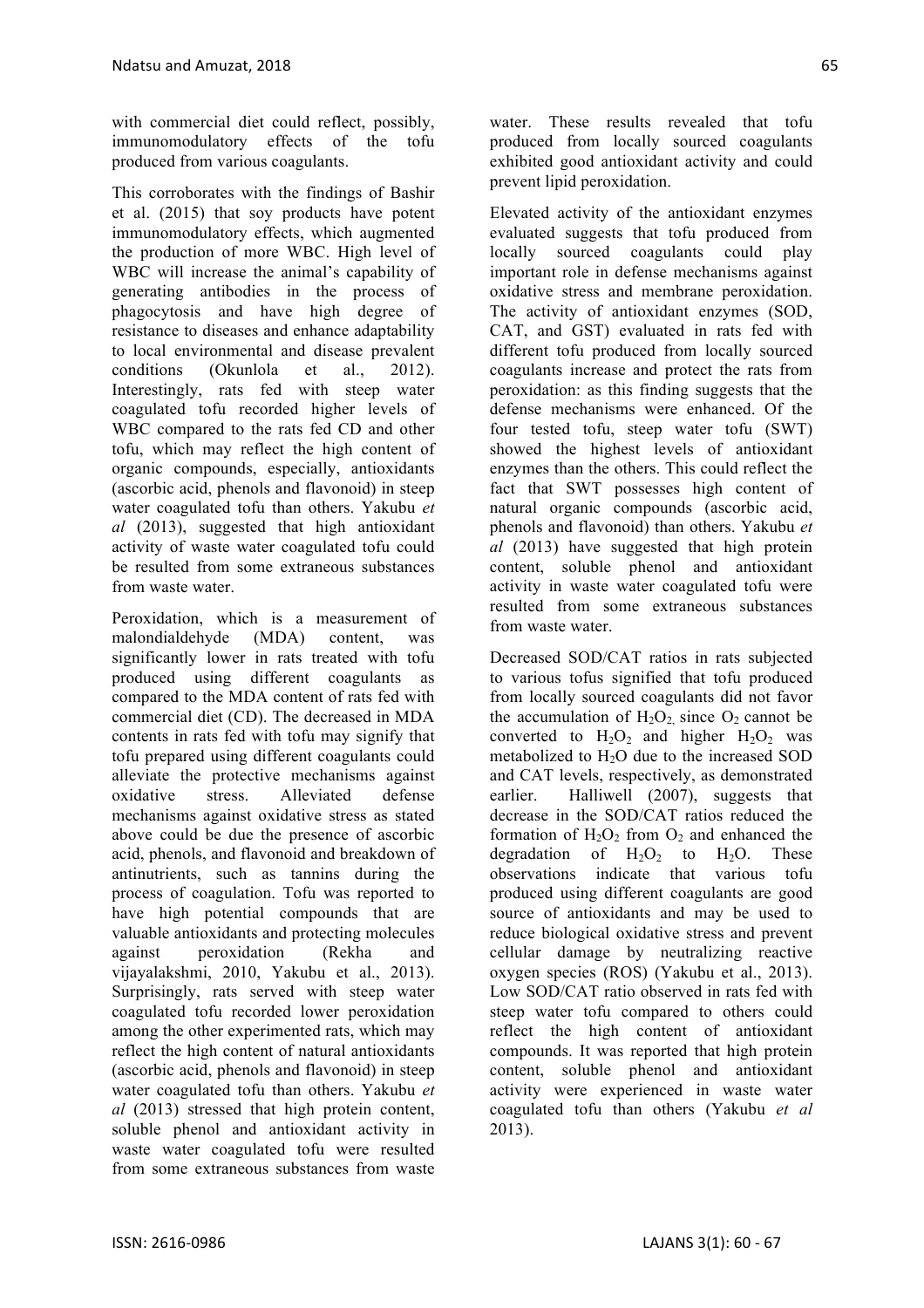with commercial diet could reflect, possibly, immunomodulatory effects of the tofu produced from various coagulants.

This corroborates with the findings of Bashir et al. (2015) that soy products have potent immunomodulatory effects, which augmented the production of more WBC. High level of WBC will increase the animal's capability of generating antibodies in the process of phagocytosis and have high degree of resistance to diseases and enhance adaptability to local environmental and disease prevalent conditions (Okunlola et al., 2012). Interestingly, rats fed with steep water coagulated tofu recorded higher levels of WBC compared to the rats fed CD and other tofu, which may reflect the high content of organic compounds, especially, antioxidants (ascorbic acid, phenols and flavonoid) in steep water coagulated tofu than others. Yakubu *et al* (2013), suggested that high antioxidant activity of waste water coagulated tofu could be resulted from some extraneous substances from waste water.

Peroxidation, which is a measurement of malondialdehyde (MDA) content, was significantly lower in rats treated with tofu produced using different coagulants as compared to the MDA content of rats fed with commercial diet (CD). The decreased in MDA contents in rats fed with tofu may signify that tofu prepared using different coagulants could alleviate the protective mechanisms against oxidative stress. Alleviated defense mechanisms against oxidative stress as stated above could be due the presence of ascorbic acid, phenols, and flavonoid and breakdown of antinutrients, such as tannins during the process of coagulation. Tofu was reported to have high potential compounds that are valuable antioxidants and protecting molecules against peroxidation (Rekha and vijayalakshmi, 2010, Yakubu et al., 2013). Surprisingly, rats served with steep water coagulated tofu recorded lower peroxidation among the other experimented rats, which may reflect the high content of natural antioxidants (ascorbic acid, phenols and flavonoid) in steep water coagulated tofu than others. Yakubu *et al* (2013) stressed that high protein content, soluble phenol and antioxidant activity in waste water coagulated tofu were resulted from some extraneous substances from waste water. These results revealed that tofu produced from locally sourced coagulants exhibited good antioxidant activity and could prevent lipid peroxidation.

Elevated activity of the antioxidant enzymes evaluated suggests that tofu produced from locally sourced coagulants could play important role in defense mechanisms against oxidative stress and membrane peroxidation. The activity of antioxidant enzymes (SOD, CAT, and GST) evaluated in rats fed with different tofu produced from locally sourced coagulants increase and protect the rats from peroxidation: as this finding suggests that the defense mechanisms were enhanced. Of the four tested tofu, steep water tofu (SWT) showed the highest levels of antioxidant enzymes than the others. This could reflect the fact that SWT possesses high content of natural organic compounds (ascorbic acid, phenols and flavonoid) than others. Yakubu *et al* (2013) have suggested that high protein content, soluble phenol and antioxidant activity in waste water coagulated tofu were resulted from some extraneous substances from waste water.

Decreased SOD/CAT ratios in rats subjected to various tofus signified that tofu produced from locally sourced coagulants did not favor the accumulation of $H_2O_2$, since $O_2$ cannot be converted to $H_2O_2$ and higher $H_2O_2$ was metabolized to $H_2O$ due to the increased SOD and CAT levels, respectively, as demonstrated earlier. Halliwell (2007), suggests that decrease in the SOD/CAT ratios reduced the formation of $H_2O_2$ from $O_2$ and enhanced the degradation of $H_2O_2$ to $H_2O$. These observations indicate that various tofu produced using different coagulants are good source of antioxidants and may be used to reduce biological oxidative stress and prevent cellular damage by neutralizing reactive oxygen species (ROS) (Yakubu et al., 2013). Low SOD/CAT ratio observed in rats fed with steep water tofu compared to others could reflect the high content of antioxidant compounds. It was reported that high protein content, soluble phenol and antioxidant activity were experienced in waste water coagulated tofu than others (Yakubu *et al* 2013).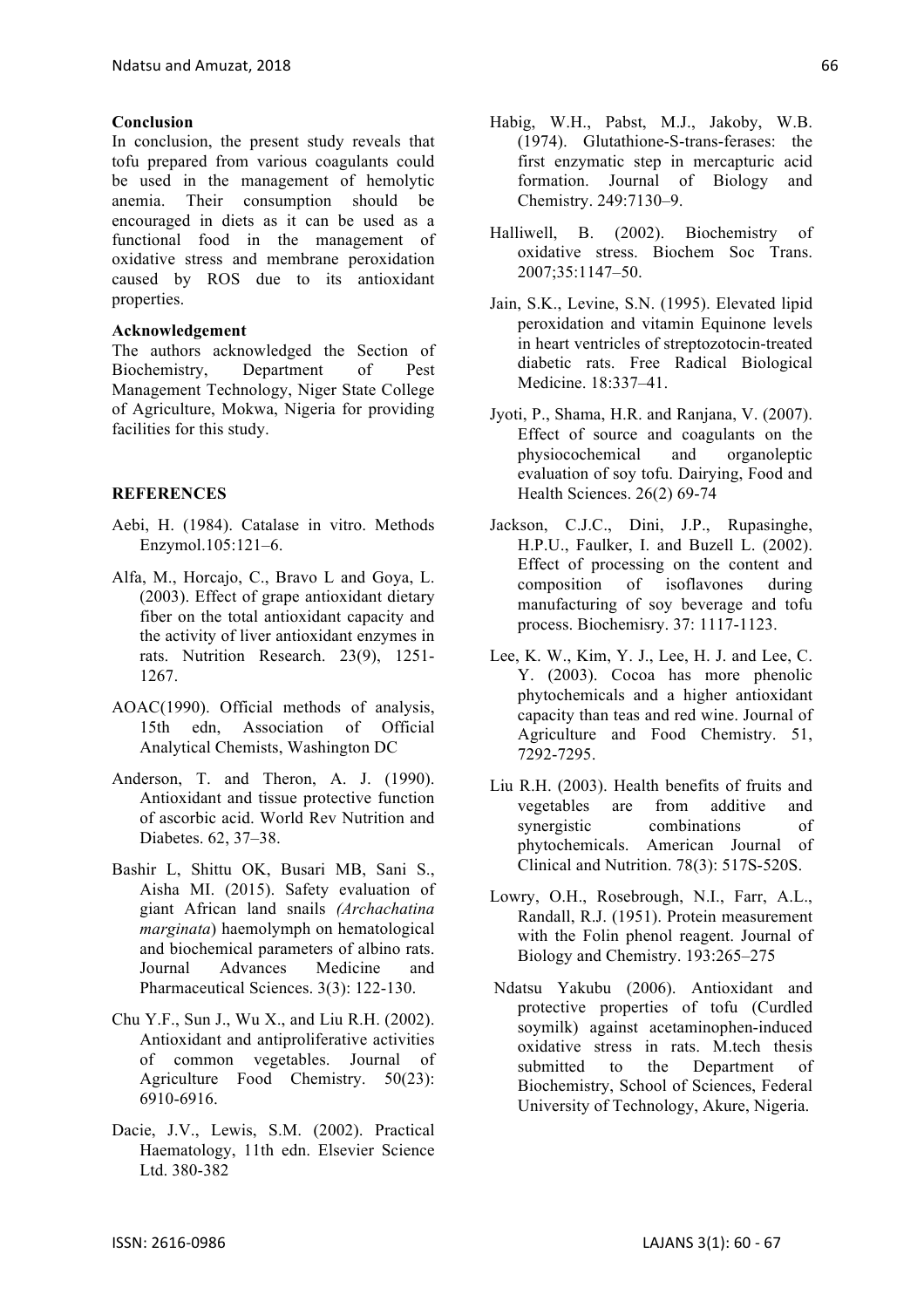**Conclusion**

In conclusion, the present study reveals that tofu prepared from various coagulants could be used in the management of hemolytic anemia. Their consumption should be encouraged in diets as it can be used as a functional food in the management of oxidative stress and membrane peroxidation caused by ROS due to its antioxidant properties.

**Acknowledgement**

The authors acknowledged the Section of Biochemistry, Department of Pest Management Technology, Niger State College of Agriculture, Mokwa, Nigeria for providing facilities for this study.

**REFERENCES**

Aebi, H. (1984). Catalase in vitro. Methods Enzymol.105:121–6.

Alfa, M., Horcajo, C., Bravo L and Goya, L. (2003). Effect of grape antioxidant dietary fiber on the total antioxidant capacity and the activity of liver antioxidant enzymes in rats. Nutrition Research. 23(9), 1251-1267.

AOAC(1990). Official methods of analysis, 15th edn, Association of Official Analytical Chemists, Washington DC

Anderson, T. and Theron, A. J. (1990). Antioxidant and tissue protective function of ascorbic acid. World Rev Nutrition and Diabetes. 62, 37–38.

Bashir L, Shittu OK, Busari MB, Sani S., Aisha MI. (2015). Safety evaluation of giant African land snails *(Archachatina marginata*) haemolymph on hematological and biochemical parameters of albino rats. Journal Advances Medicine and Pharmaceutical Sciences. 3(3): 122-130.

Chu Y.F., Sun J., Wu X., and Liu R.H. (2002). Antioxidant and antiproliferative activities of common vegetables. Journal of Agriculture Food Chemistry. 50(23): 6910-6916.

Dacie, J.V., Lewis, S.M. (2002). Practical Haematology, 11th edn. Elsevier Science Ltd. 380-382

Habig, W.H., Pabst, M.J., Jakoby, W.B. (1974). Glutathione-S-trans-ferases: the first enzymatic step in mercapturic acid formation. Journal of Biology and Chemistry. 249:7130–9.

Halliwell, B. (2002). Biochemistry of oxidative stress. Biochem Soc Trans. 2007;35:1147–50.

Jain, S.K., Levine, S.N. (1995). Elevated lipid peroxidation and vitamin Equinone levels in heart ventricles of streptozotocin-treated diabetic rats. Free Radical Biological Medicine. 18:337–41.

Jyoti, P., Shama, H.R. and Ranjana, V. (2007). Effect of source and coagulants on the physiocochemical and organoleptic evaluation of soy tofu. Dairying, Food and Health Sciences. 26(2) 69-74

Jackson, C.J.C., Dini, J.P., Rupasinghe, H.P.U., Faulker, I. and Buzell L. (2002). Effect of processing on the content and composition of isoflavones during manufacturing of soy beverage and tofu process. Biochemisry. 37: 1117-1123.

Lee, K. W., Kim, Y. J., Lee, H. J. and Lee, C. Y. (2003). Cocoa has more phenolic phytochemicals and a higher antioxidant capacity than teas and red wine. Journal of Agriculture and Food Chemistry. 51, 7292-7295.

Liu R.H. (2003). Health benefits of fruits and vegetables are from additive and synergistic combinations of phytochemicals. American Journal of Clinical and Nutrition. 78(3): 517S-520S.

Lowry, O.H., Rosebrough, N.I., Farr, A.L., Randall, R.J. (1951). Protein measurement with the Folin phenol reagent. Journal of Biology and Chemistry. 193:265–275

Ndatsu Yakubu (2006). Antioxidant and protective properties of tofu (Curdled soymilk) against acetaminophen-induced oxidative stress in rats. M.tech thesis submitted to the Department of Biochemistry, School of Sciences, Federal University of Technology, Akure, Nigeria.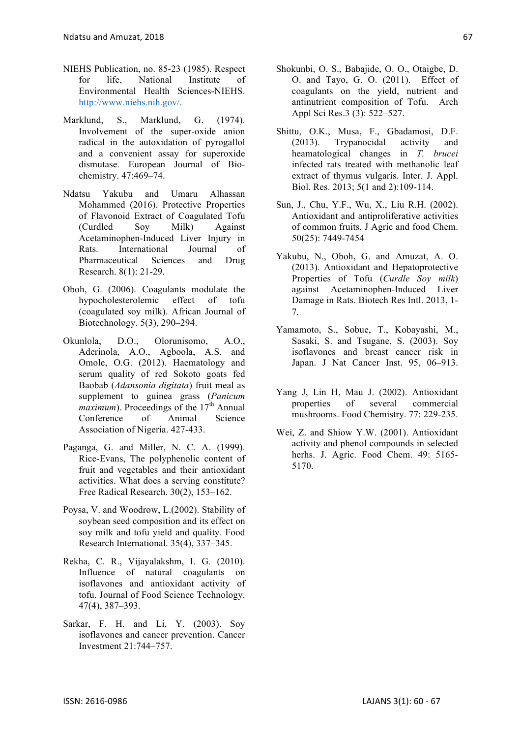NIEHS Publication, no. 85-23 (1985). Respect for life, National Institute of Environmental Health Sciences-NIEHS. http://www.niehs.nih.gov/.

Marklund, S., Marklund, G. (1974). Involvement of the super-oxide anion radical in the autoxidation of pyrogallol and a convenient assay for superoxide dismutase. European Journal of Bio-chemistry. 47:469–74.

Ndatsu Yakubu and Umaru Alhassan Mohammed (2016). Protective Properties of Flavonoid Extract of Coagulated Tofu (Curdled Soy Milk) Against Acetaminophen-Induced Liver Injury in Rats. International Journal of Pharmaceutical Sciences and Drug Research. 8(1): 21-29.

Oboh, G. (2006). Coagulants modulate the hypocholesterolemic effect of tofu (coagulated soy milk). African Journal of Biotechnology. 5(3), 290–294.

Okunlola, D.O., Olorunisomo, A.O., Aderinola, A.O., Agboola, A.S. and Omole, O.G. (2012). Haematology and serum quality of red Sokoto goats fed Baobab (*Adansonia digitata*) fruit meal as supplement to guinea grass (*Panicum maximum*). Proceedings of the 17th Annual Conference of Animal Science Association of Nigeria. 427-433.

Paganga, G. and Miller, N. C. A. (1999). Rice-Evans, The polyphenolic content of fruit and vegetables and their antioxidant activities. What does a serving constitute? Free Radical Research. 30(2), 153–162.

Poysa, V. and Woodrow, L.(2002). Stability of soybean seed composition and its effect on soy milk and tofu yield and quality. Food Research International. 35(4), 337–345.

Rekha, C. R., Vijayalakshm, I. G. (2010). Influence of natural coagulants on isoflavones and antioxidant activity of tofu. Journal of Food Science Technology. 47(4), 387–393.

Sarkar, F. H. and Li, Y. (2003). Soy isoflavones and cancer prevention. Cancer Investment 21:744–757.

Shokunbi, O. S., Babajide, O. O., Otaigbe, D. O. and Tayo, G. O. (2011). Effect of coagulants on the yield, nutrient and antinutrient composition of Tofu. Arch Appl Sci Res.3 (3): 522–527.

Shittu, O.K., Musa, F., Gbadamosi, D.F. (2013). Trypanocidal activity and heamatological changes in *T. brucei* infected rats treated with methanolic leaf extract of thymus vulgaris. Inter. J. Appl. Biol. Res. 2013; 5(1 and 2):109-114.

Sun, J., Chu, Y.F., Wu, X., Liu R.H. (2002). Antioxidant and antiproliferative activities of common fruits. J Agric and food Chem. 50(25): 7449-7454

Yakubu, N., Oboh, G. and Amuzat, A. O. (2013). Antioxidant and Hepatoprotective Properties of Tofu (*Curdle Soy milk*) against Acetaminophen-Induced Liver Damage in Rats. Biotech Res Intl. 2013, 1-7.

Yamamoto, S., Sobue, T., Kobayashi, M., Sasaki, S. and Tsugane, S. (2003). Soy isoflavones and breast cancer risk in Japan. J Nat Cancer Inst. 95, 06–913.

Yang J, Lin H, Mau J. (2002). Antioxidant properties of several commercial mushrooms. Food Chemistry. 77: 229-235.

Wei, Z. and Shiow Y.W. (2001). Antioxidant activity and phenol compounds in selected herhs. J. Agric. Food Chem. 49: 5165-5170.